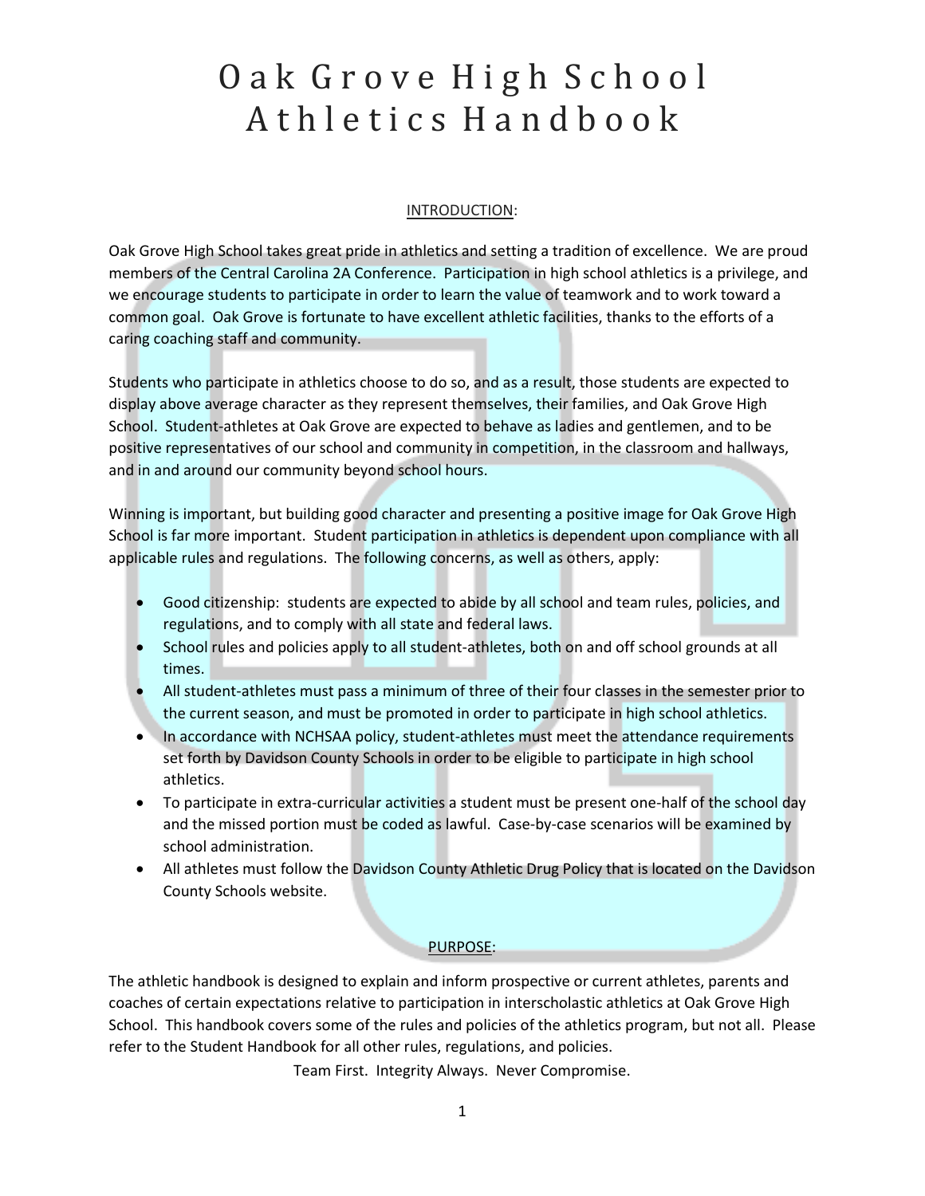# Oak Grove High School Athletics Handbook

## INTRODUCTION:

Oak Grove High School takes great pride in athletics and setting a tradition of excellence. We are proud members of the Central Carolina 2A Conference. Participation in high school athletics is a privilege, and we encourage students to participate in order to learn the value of teamwork and to work toward a common goal. Oak Grove is fortunate to have excellent athletic facilities, thanks to the efforts of a caring coaching staff and community.

Students who participate in athletics choose to do so, and as a result, those students are expected to display above average character as they represent themselves, their families, and Oak Grove High School. Student-athletes at Oak Grove are expected to behave as ladies and gentlemen, and to be positive representatives of our school and community in competition, in the classroom and hallways, and in and around our community beyond school hours.

Winning is important, but building good character and presenting a positive image for Oak Grove High School is far more important. Student participation in athletics is dependent upon compliance with all applicable rules and regulations. The following concerns, as well as others, apply:

- Good citizenship: students are expected to abide by all school and team rules, policies, and regulations, and to comply with all state and federal laws.
- School rules and policies apply to all student-athletes, both on and off school grounds at all times.
- All student-athletes must pass a minimum of three of their four classes in the semester prior to the current season, and must be promoted in order to participate in high school athletics.
- In accordance with NCHSAA policy, student-athletes must meet the attendance requirements set forth by Davidson County Schools in order to be eligible to participate in high school athletics.
- To participate in extra-curricular activities a student must be present one-half of the school day and the missed portion must be coded as lawful. Case-by-case scenarios will be examined by school administration.
- All athletes must follow the Davidson County Athletic Drug Policy that is located on the Davidson County Schools website.

## PURPOSE:

The athletic handbook is designed to explain and inform prospective or current athletes, parents and coaches of certain expectations relative to participation in interscholastic athletics at Oak Grove High School. This handbook covers some of the rules and policies of the athletics program, but not all. Please refer to the Student Handbook for all other rules, regulations, and policies.

Team First. Integrity Always. Never Compromise.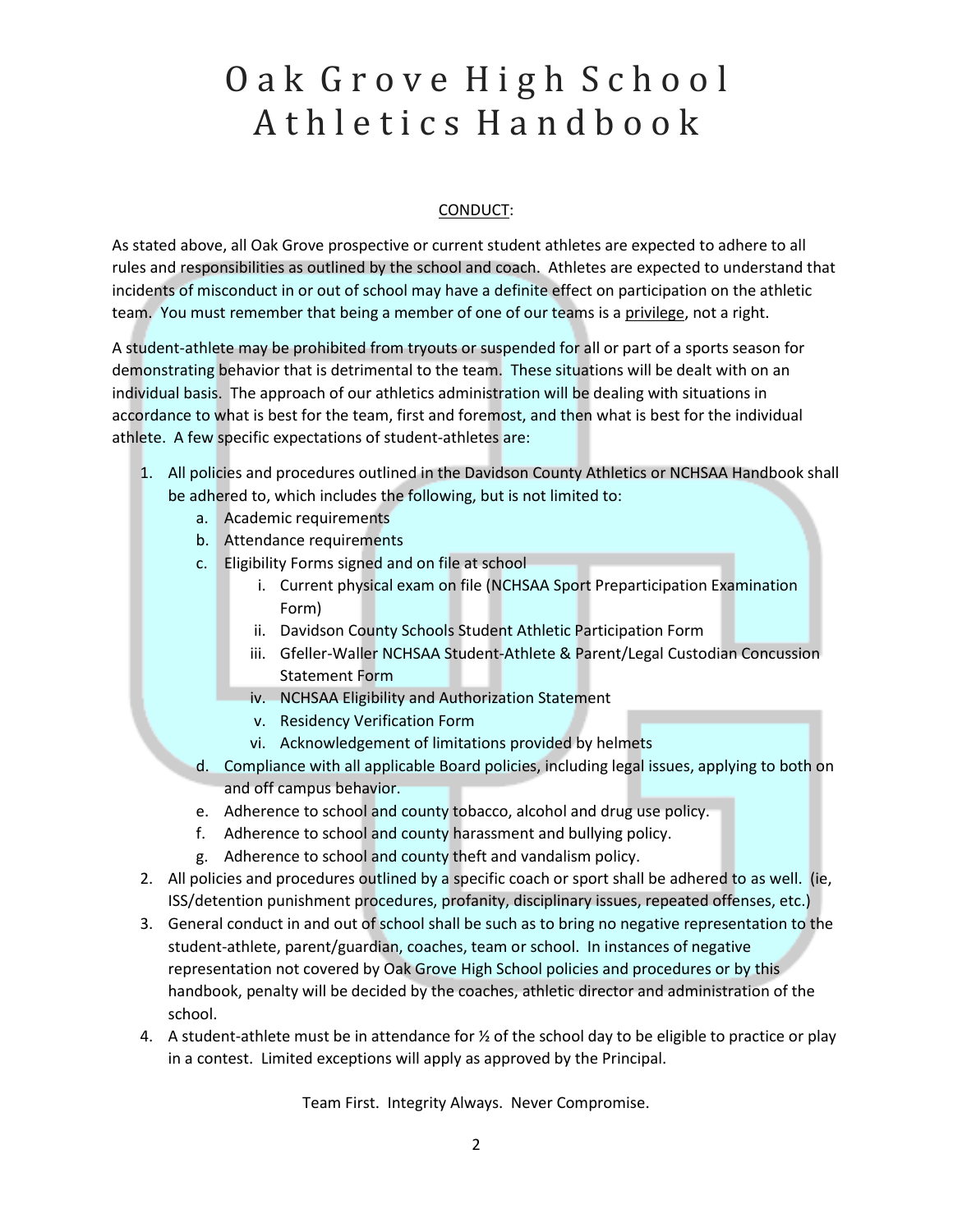# Oak Grove High School Athletics Handbook

## CONDUCT:

As stated above, all Oak Grove prospective or current student athletes are expected to adhere to all rules and responsibilities as outlined by the school and coach. Athletes are expected to understand that incidents of misconduct in or out of school may have a definite effect on participation on the athletic team. You must remember that being a member of one of our teams is a privilege, not a right.

A student-athlete may be prohibited from tryouts or suspended for all or part of a sports season for demonstrating behavior that is detrimental to the team. These situations will be dealt with on an individual basis. The approach of our athletics administration will be dealing with situations in accordance to what is best for the team, first and foremost, and then what is best for the individual athlete. A few specific expectations of student-athletes are:

1. All policies and procedures outlined in the Davidson County Athletics or NCHSAA Handbook shall be adhered to, which includes the following, but is not limited to:
   a. Academic requirements
   b. Attendance requirements
   c. Eligibility Forms signed and on file at school
      i. Current physical exam on file (NCHSAA Sport Preparticipation Examination Form)
      ii. Davidson County Schools Student Athletic Participation Form
      iii. Gfeller-Waller NCHSAA Student-Athlete & Parent/Legal Custodian Concussion Statement Form
      iv. NCHSAA Eligibility and Authorization Statement
      v. Residency Verification Form
      vi. Acknowledgement of limitations provided by helmets
   d. Compliance with all applicable Board policies, including legal issues, applying to both on and off campus behavior.
   e. Adherence to school and county tobacco, alcohol and drug use policy.
   f. Adherence to school and county harassment and bullying policy.
   g. Adherence to school and county theft and vandalism policy.
2. All policies and procedures outlined by a specific coach or sport shall be adhered to as well. (ie, ISS/detention punishment procedures, profanity, disciplinary issues, repeated offenses, etc.)
3. General conduct in and out of school shall be such as to bring no negative representation to the student-athlete, parent/guardian, coaches, team or school. In instances of negative representation not covered by Oak Grove High School policies and procedures or by this handbook, penalty will be decided by the coaches, athletic director and administration of the school.
4. A student-athlete must be in attendance for ½ of the school day to be eligible to practice or play in a contest. Limited exceptions will apply as approved by the Principal.

Team First. Integrity Always. Never Compromise.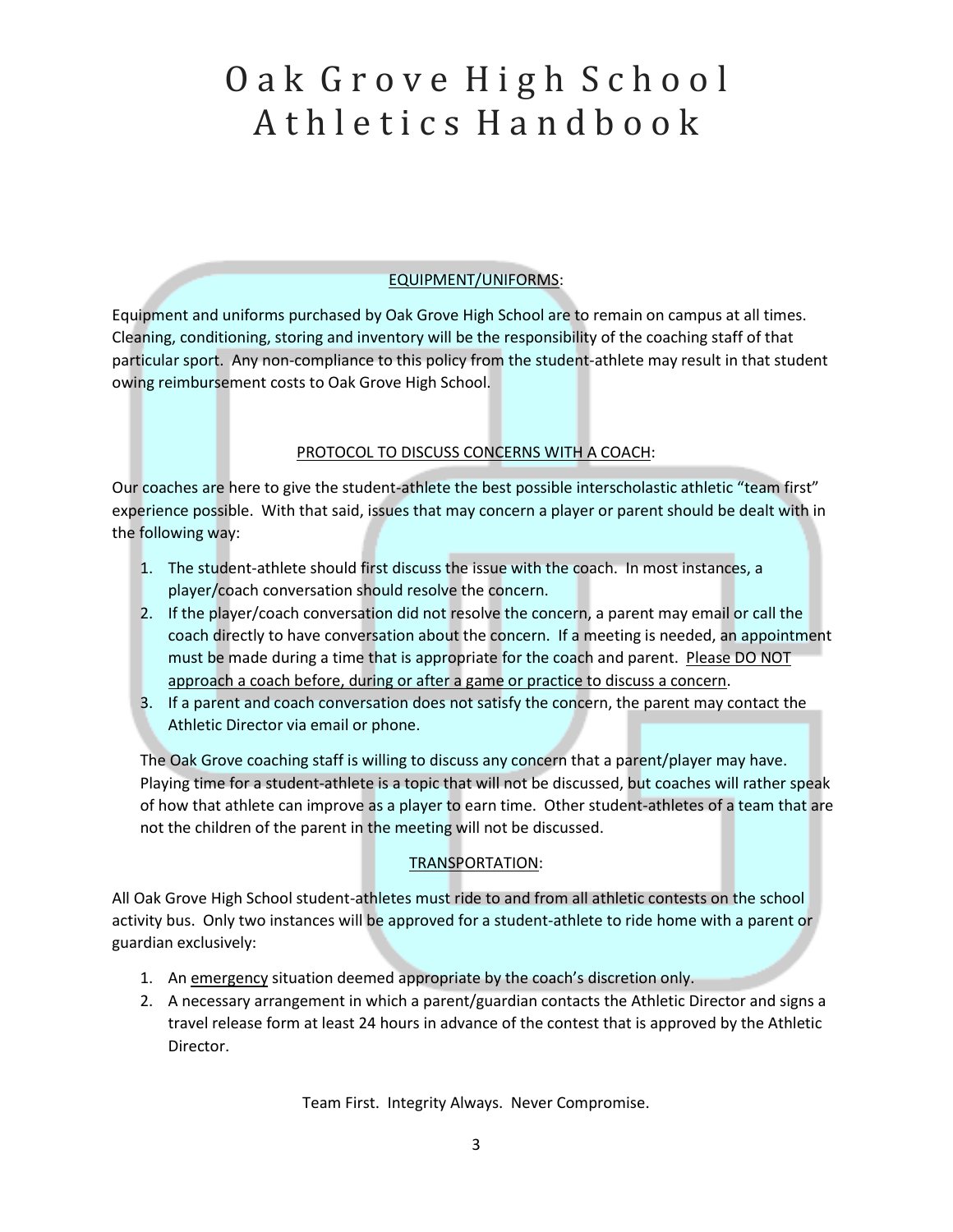# Oak Grove High School Athletics Handbook

## EQUIPMENT/UNIFORMS:

Equipment and uniforms purchased by Oak Grove High School are to remain on campus at all times. Cleaning, conditioning, storing and inventory will be the responsibility of the coaching staff of that particular sport. Any non-compliance to this policy from the student-athlete may result in that student owing reimbursement costs to Oak Grove High School.

## PROTOCOL TO DISCUSS CONCERNS WITH A COACH:

Our coaches are here to give the student-athlete the best possible interscholastic athletic "team first" experience possible. With that said, issues that may concern a player or parent should be dealt with in the following way:

1. The student-athlete should first discuss the issue with the coach. In most instances, a player/coach conversation should resolve the concern.
2. If the player/coach conversation did not resolve the concern, a parent may email or call the coach directly to have conversation about the concern. If a meeting is needed, an appointment must be made during a time that is appropriate for the coach and parent. <u>Please DO NOT approach a coach before, during or after a game or practice to discuss a concern</u>.
3. If a parent and coach conversation does not satisfy the concern, the parent may contact the Athletic Director via email or phone.

The Oak Grove coaching staff is willing to discuss any concern that a parent/player may have. Playing time for a student-athlete is a topic that will not be discussed, but coaches will rather speak of how that athlete can improve as a player to earn time. Other student-athletes of a team that are not the children of the parent in the meeting will not be discussed.

## TRANSPORTATION:

All Oak Grove High School student-athletes must ride to and from all athletic contests on the school activity bus. Only two instances will be approved for a student-athlete to ride home with a parent or guardian exclusively:

1. An <u>emergency</u> situation deemed appropriate by the coach's discretion only.
2. A necessary arrangement in which a parent/guardian contacts the Athletic Director and signs a travel release form at least 24 hours in advance of the contest that is approved by the Athletic Director.

Team First. Integrity Always. Never Compromise.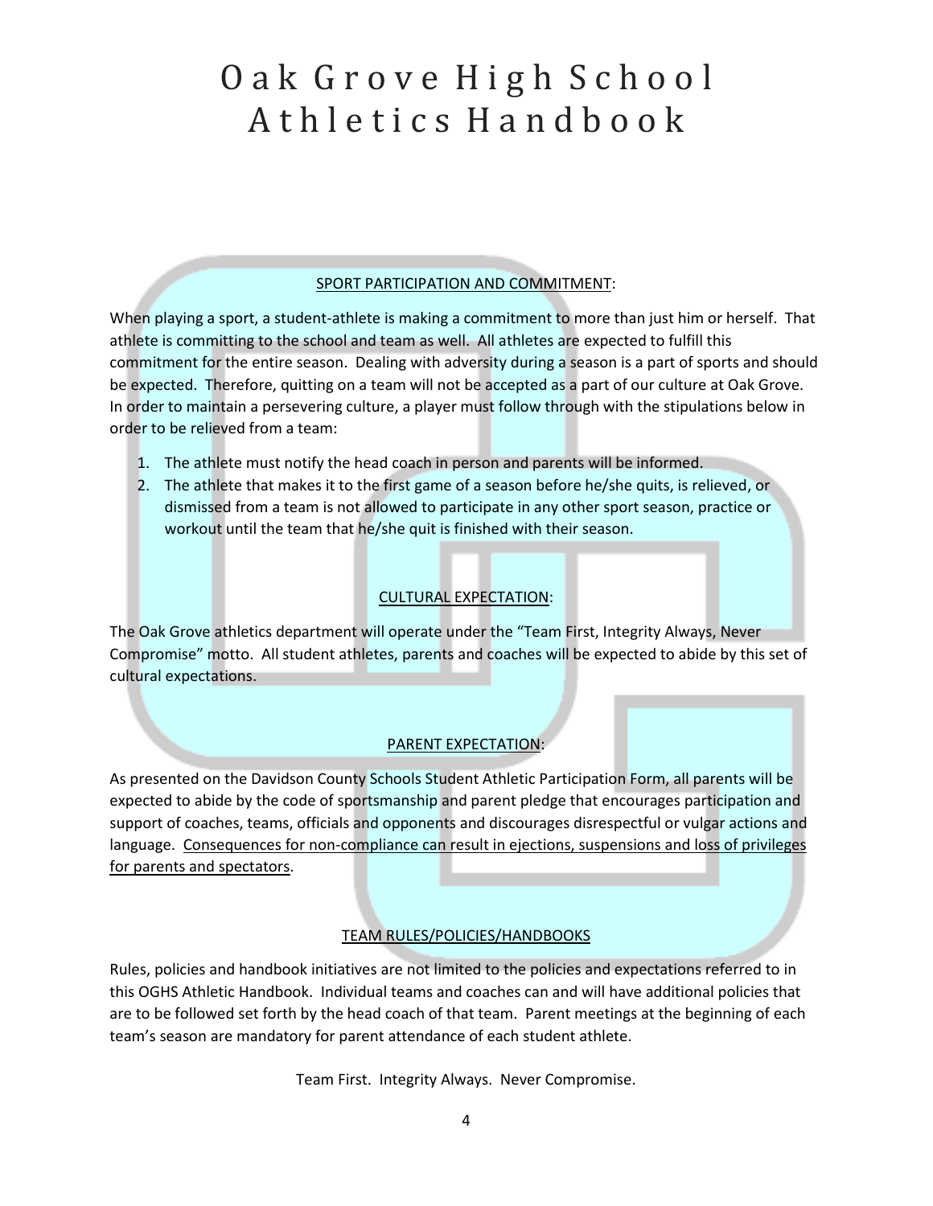# Oak Grove High School Athletics Handbook

## SPORT PARTICIPATION AND COMMITMENT:

When playing a sport, a student-athlete is making a commitment to more than just him or herself. That athlete is committing to the school and team as well. All athletes are expected to fulfill this commitment for the entire season. Dealing with adversity during a season is a part of sports and should be expected. Therefore, quitting on a team will not be accepted as a part of our culture at Oak Grove. In order to maintain a persevering culture, a player must follow through with the stipulations below in order to be relieved from a team:

1. The athlete must notify the head coach in person and parents will be informed.
2. The athlete that makes it to the first game of a season before he/she quits, is relieved, or dismissed from a team is not allowed to participate in any other sport season, practice or workout until the team that he/she quit is finished with their season.

## CULTURAL EXPECTATION:

The Oak Grove athletics department will operate under the "Team First, Integrity Always, Never Compromise" motto. All student athletes, parents and coaches will be expected to abide by this set of cultural expectations.

## PARENT EXPECTATION:

As presented on the Davidson County Schools Student Athletic Participation Form, all parents will be expected to abide by the code of sportsmanship and parent pledge that encourages participation and support of coaches, teams, officials and opponents and discourages disrespectful or vulgar actions and language. Consequences for non-compliance can result in ejections, suspensions and loss of privileges for parents and spectators.

## TEAM RULES/POLICIES/HANDBOOKS

Rules, policies and handbook initiatives are not limited to the policies and expectations referred to in this OGHS Athletic Handbook. Individual teams and coaches can and will have additional policies that are to be followed set forth by the head coach of that team. Parent meetings at the beginning of each team's season are mandatory for parent attendance of each student athlete.

Team First. Integrity Always. Never Compromise.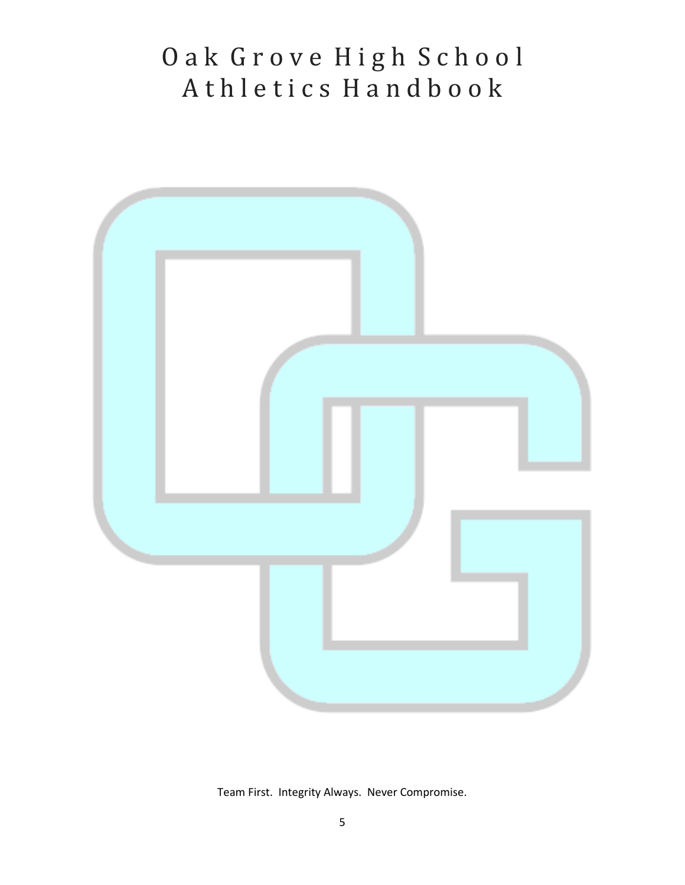# Oak Grove High School Athletics Handbook

Team First. Integrity Always. Never Compromise.